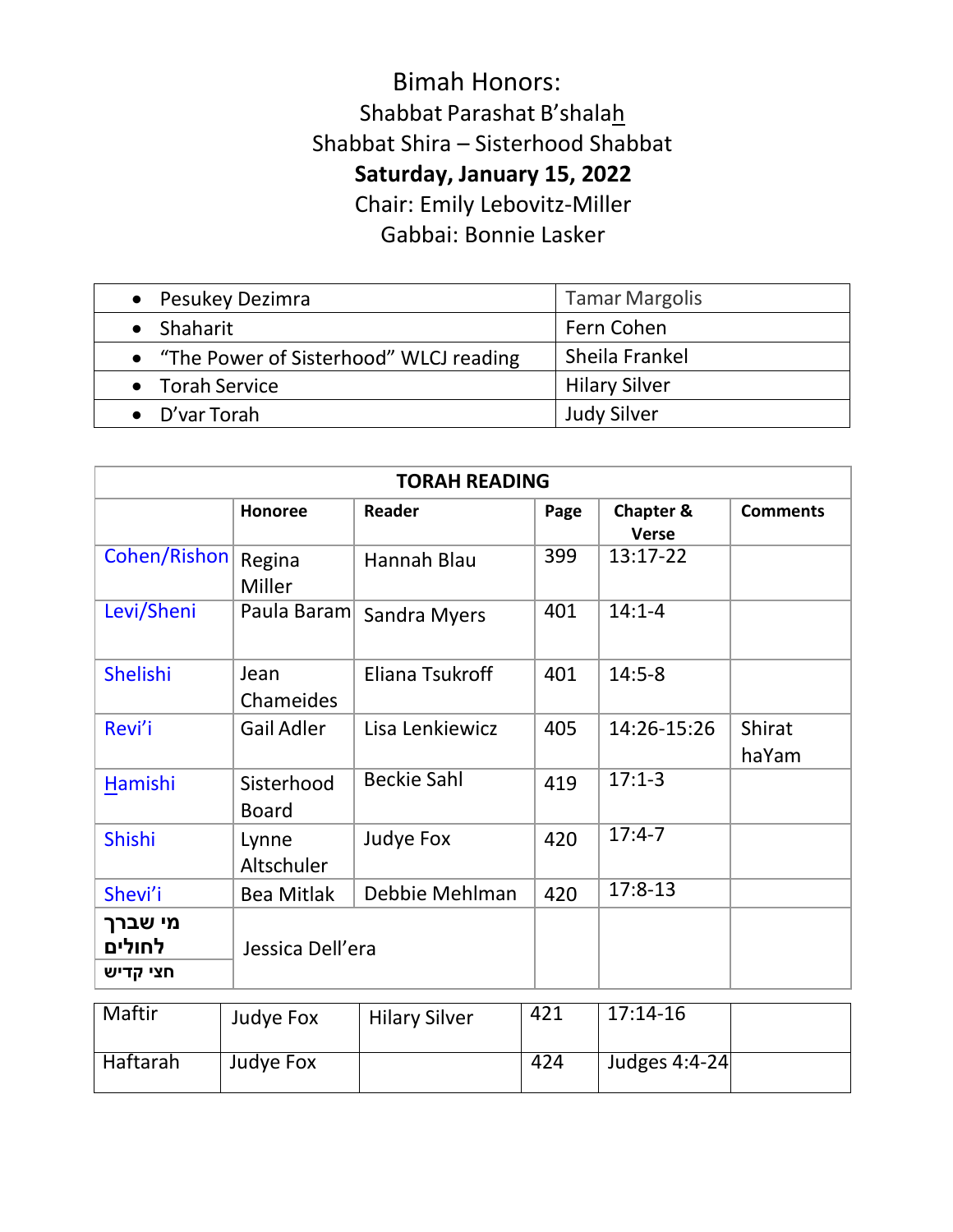# Bimah Honors:

Shabbat Parashat B'shalah

Shabbat Shira – Sisterhood Shabbat

**Saturday, January 15, 2022**

Chair: Emily Lebovitz-Miller

Gabbai: Bonnie Lasker

| | |
|---|---|
| • Pesukey Dezimra | Tamar Margolis |
| • Shaharit | Fern Cohen |
| • "The Power of Sisterhood" WLCJ reading | Sheila Frankel |
| • Torah Service | Hilary Silver |
| • D'var Torah | Judy Silver |

| TORAH READING | | | | | |
|---|---|---|---|---|---|
| | **Honoree** | **Reader** | **Page** | **Chapter & Verse** | **Comments** |
| Cohen/Rishon | Regina Miller | Hannah Blau | 399 | 13:17-22 | |
| Levi/Sheni | Paula Baram | Sandra Myers | 401 | 14:1-4 | |
| Shelishi | Jean Chameides | Eliana Tsukroff | 401 | 14:5-8 | |
| Revi'i | Gail Adler | Lisa Lenkiewicz | 405 | 14:26-15:26 | Shirat haYam |
| Hamishi | Sisterhood Board | Beckie Sahl | 419 | 17:1-3 | |
| Shishi | Lynne Altschuler | Judye Fox | 420 | 17:4-7 | |
| Shevi'i | Bea Mitlak | Debbie Mehlman | 420 | 17:8-13 | |
| מי שברך לחולים / חצי קדיש | Jessica Dell'era | | | | |

| | | | | | |
|---|---|---|---|---|---|
| Maftir | Judye Fox | Hilary Silver | 421 | 17:14-16 | |
| Haftarah | Judye Fox | | 424 | Judges 4:4-24 | |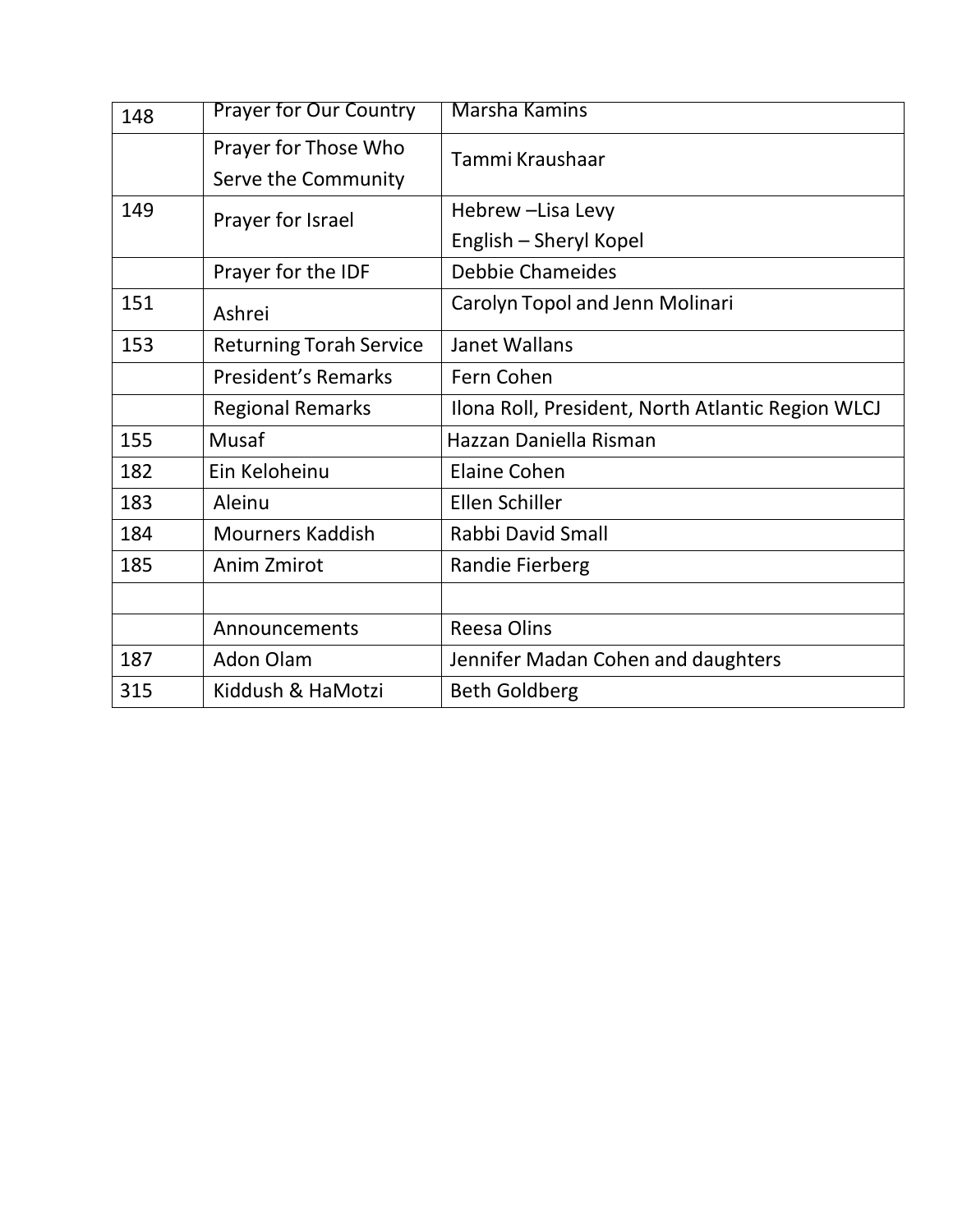| | | |
|---|---|---|
| 148 | Prayer for Our Country | Marsha Kamins |
| | Prayer for Those Who Serve the Community | Tammi Kraushaar |
| 149 | Prayer for Israel | Hebrew –Lisa Levy<br>English – Sheryl Kopel |
| | Prayer for the IDF | Debbie Chameides |
| 151 | Ashrei | Carolyn Topol and Jenn Molinari |
| 153 | Returning Torah Service | Janet Wallans |
| | President's Remarks | Fern Cohen |
| | Regional Remarks | Ilona Roll, President, North Atlantic Region WLCJ |
| 155 | Musaf | Hazzan Daniella Risman |
| 182 | Ein Keloheinu | Elaine Cohen |
| 183 | Aleinu | Ellen Schiller |
| 184 | Mourners Kaddish | Rabbi David Small |
| 185 | Anim Zmirot | Randie Fierberg |
| | | |
| | Announcements | Reesa Olins |
| 187 | Adon Olam | Jennifer Madan Cohen and daughters |
| 315 | Kiddush & HaMotzi | Beth Goldberg |